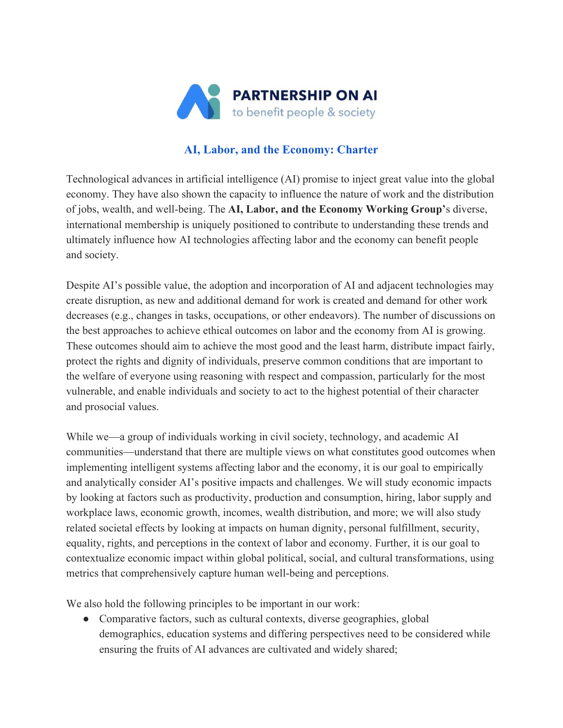PARTNERSHIP ON AI

to benefit people & society

# AI, Labor, and the Economy: Charter

Technological advances in artificial intelligence (AI) promise to inject great value into the global economy. They have also shown the capacity to influence the nature of work and the distribution of jobs, wealth, and well-being. The **AI, Labor, and the Economy Working Group'**s diverse, international membership is uniquely positioned to contribute to understanding these trends and ultimately influence how AI technologies affecting labor and the economy can benefit people and society.

Despite AI's possible value, the adoption and incorporation of AI and adjacent technologies may create disruption, as new and additional demand for work is created and demand for other work decreases (e.g., changes in tasks, occupations, or other endeavors). The number of discussions on the best approaches to achieve ethical outcomes on labor and the economy from AI is growing. These outcomes should aim to achieve the most good and the least harm, distribute impact fairly, protect the rights and dignity of individuals, preserve common conditions that are important to the welfare of everyone using reasoning with respect and compassion, particularly for the most vulnerable, and enable individuals and society to act to the highest potential of their character and prosocial values.

While we—a group of individuals working in civil society, technology, and academic AI communities—understand that there are multiple views on what constitutes good outcomes when implementing intelligent systems affecting labor and the economy, it is our goal to empirically and analytically consider AI's positive impacts and challenges. We will study economic impacts by looking at factors such as productivity, production and consumption, hiring, labor supply and workplace laws, economic growth, incomes, wealth distribution, and more; we will also study related societal effects by looking at impacts on human dignity, personal fulfillment, security, equality, rights, and perceptions in the context of labor and economy. Further, it is our goal to contextualize economic impact within global political, social, and cultural transformations, using metrics that comprehensively capture human well-being and perceptions.

We also hold the following principles to be important in our work:

- Comparative factors, such as cultural contexts, diverse geographies, global demographics, education systems and differing perspectives need to be considered while ensuring the fruits of AI advances are cultivated and widely shared;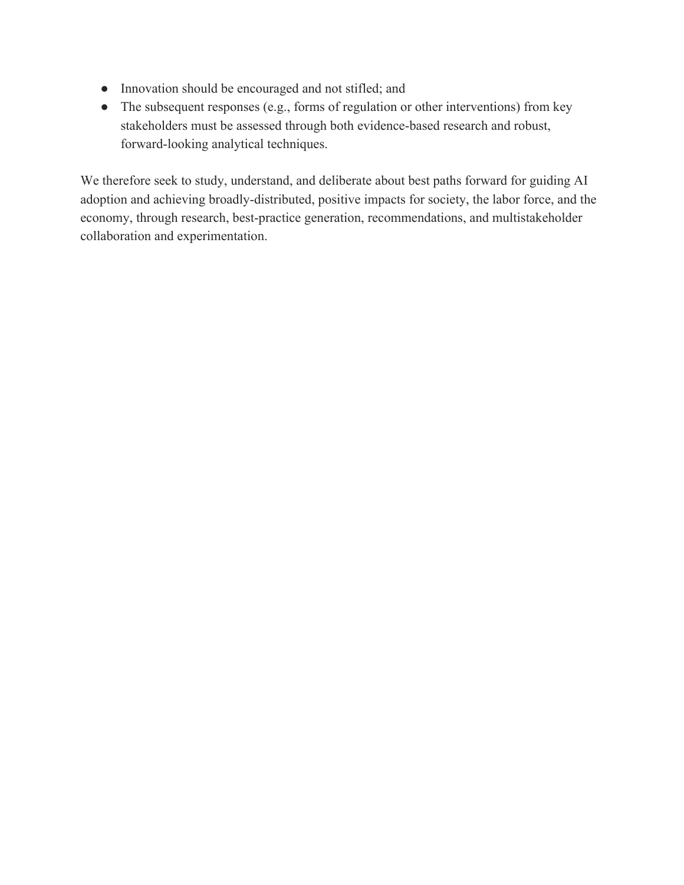- Innovation should be encouraged and not stifled; and
- The subsequent responses (e.g., forms of regulation or other interventions) from key stakeholders must be assessed through both evidence-based research and robust, forward-looking analytical techniques.

We therefore seek to study, understand, and deliberate about best paths forward for guiding AI adoption and achieving broadly-distributed, positive impacts for society, the labor force, and the economy, through research, best-practice generation, recommendations, and multistakeholder collaboration and experimentation.